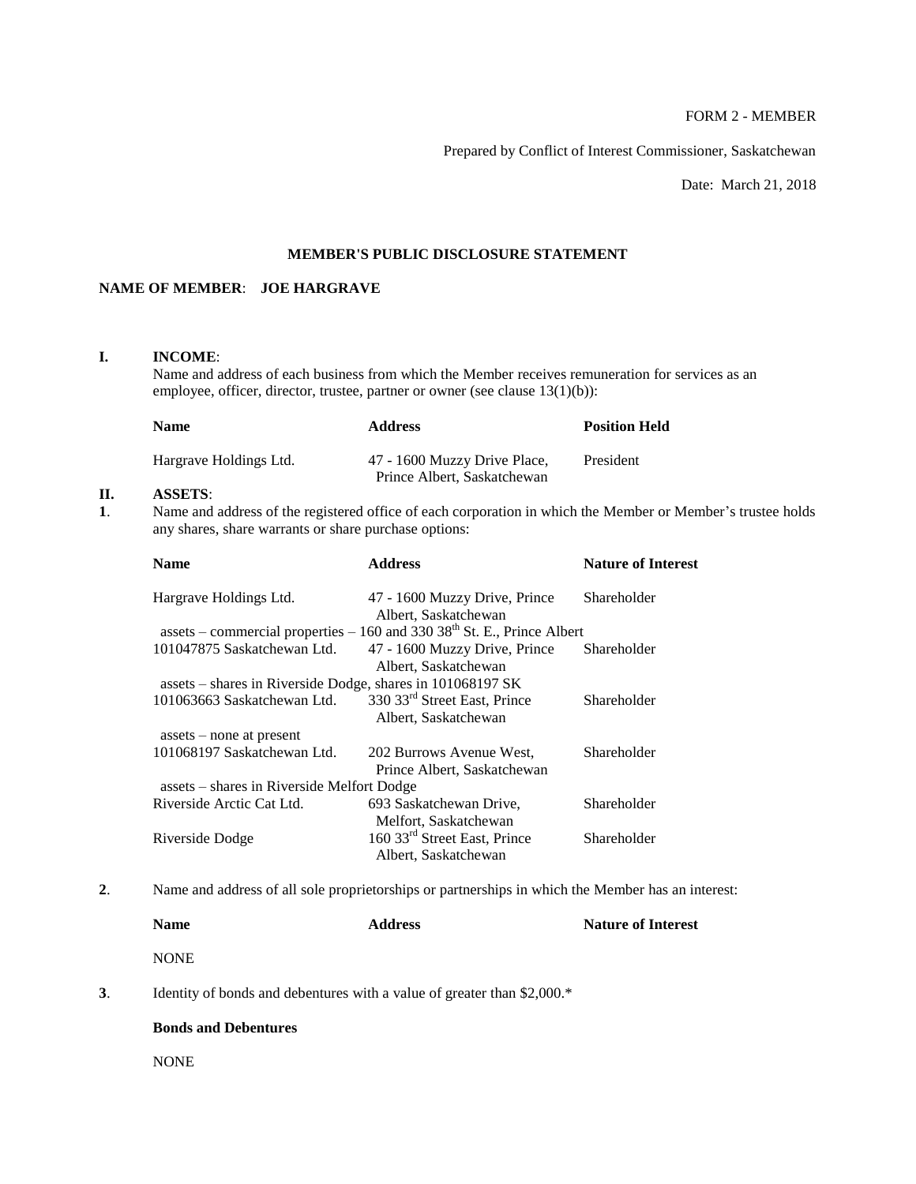FORM 2 - MEMBER

Prepared by Conflict of Interest Commissioner, Saskatchewan

Date: March 21, 2018

# MEMBER'S PUBLIC DISCLOSURE STATEMENT

**NAME OF MEMBER**: **JOE HARGRAVE**

## I. INCOME:

Name and address of each business from which the Member receives remuneration for services as an employee, officer, director, trustee, partner or owner (see clause 13(1)(b)):

| **Name** | **Address** | **Position Held** |
|---|---|---|
| Hargrave Holdings Ltd. | 47 - 1600 Muzzy Drive Place, Prince Albert, Saskatchewan | President |

## II. ASSETS:

**1**. Name and address of the registered office of each corporation in which the Member or Member's trustee holds any shares, share warrants or share purchase options:

| **Name** | **Address** | **Nature of Interest** |
|---|---|---|
| Hargrave Holdings Ltd. | 47 - 1600 Muzzy Drive, Prince Albert, Saskatchewan | Shareholder |
| assets – commercial properties – 160 and 330 38th St. E., Prince Albert | | |
| 101047875 Saskatchewan Ltd. | 47 - 1600 Muzzy Drive, Prince Albert, Saskatchewan | Shareholder |
| assets – shares in Riverside Dodge, shares in 101068197 SK | | |
| 101063663 Saskatchewan Ltd. | 330 33rd Street East, Prince Albert, Saskatchewan | Shareholder |
| assets – none at present | | |
| 101068197 Saskatchewan Ltd. | 202 Burrows Avenue West, Prince Albert, Saskatchewan | Shareholder |
| assets – shares in Riverside Melfort Dodge | | |
| Riverside Arctic Cat Ltd. | 693 Saskatchewan Drive, Melfort, Saskatchewan | Shareholder |
| Riverside Dodge | 160 33rd Street East, Prince Albert, Saskatchewan | Shareholder |

**2**. Name and address of all sole proprietorships or partnerships in which the Member has an interest:

| **Name** | **Address** | **Nature of Interest** |
|---|---|---|
| NONE | | |

**3**. Identity of bonds and debentures with a value of greater than $2,000.*

**Bonds and Debentures**

NONE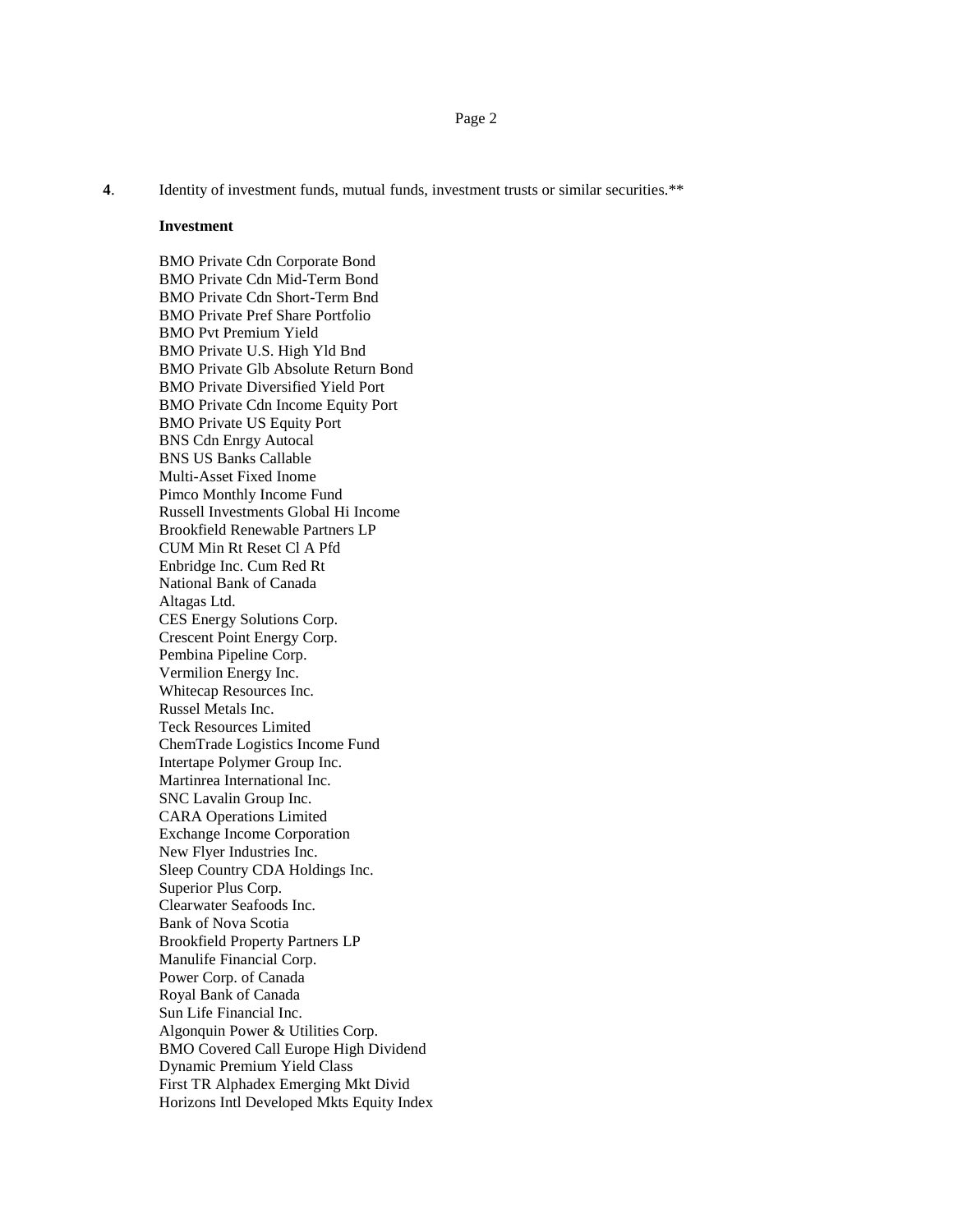**4**. Identity of investment funds, mutual funds, investment trusts or similar securities.**

**Investment**

BMO Private Cdn Corporate Bond
BMO Private Cdn Mid-Term Bond
BMO Private Cdn Short-Term Bnd
BMO Private Pref Share Portfolio
BMO Pvt Premium Yield
BMO Private U.S. High Yld Bnd
BMO Private Glb Absolute Return Bond
BMO Private Diversified Yield Port
BMO Private Cdn Income Equity Port
BMO Private US Equity Port
BNS Cdn Enrgy Autocal
BNS US Banks Callable
Multi-Asset Fixed Inome
Pimco Monthly Income Fund
Russell Investments Global Hi Income
Brookfield Renewable Partners LP
CUM Min Rt Reset Cl A Pfd
Enbridge Inc. Cum Red Rt
National Bank of Canada
Altagas Ltd.
CES Energy Solutions Corp.
Crescent Point Energy Corp.
Pembina Pipeline Corp.
Vermilion Energy Inc.
Whitecap Resources Inc.
Russel Metals Inc.
Teck Resources Limited
ChemTrade Logistics Income Fund
Intertape Polymer Group Inc.
Martinrea International Inc.
SNC Lavalin Group Inc.
CARA Operations Limited
Exchange Income Corporation
New Flyer Industries Inc.
Sleep Country CDA Holdings Inc.
Superior Plus Corp.
Clearwater Seafoods Inc.
Bank of Nova Scotia
Brookfield Property Partners LP
Manulife Financial Corp.
Power Corp. of Canada
Royal Bank of Canada
Sun Life Financial Inc.
Algonquin Power & Utilities Corp.
BMO Covered Call Europe High Dividend
Dynamic Premium Yield Class
First TR Alphadex Emerging Mkt Divid
Horizons Intl Developed Mkts Equity Index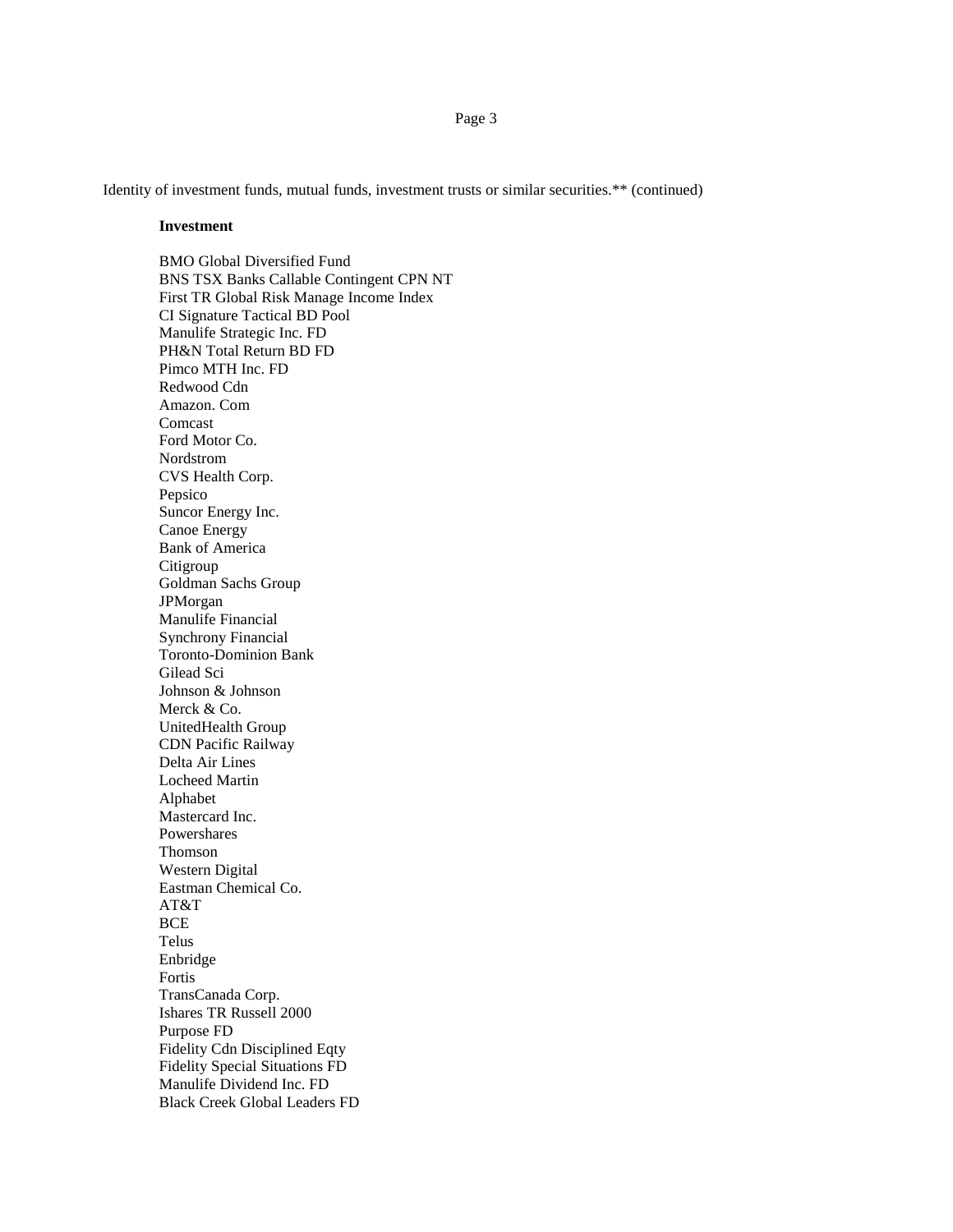Identity of investment funds, mutual funds, investment trusts or similar securities.** (continued)

**Investment**

BMO Global Diversified Fund
BNS TSX Banks Callable Contingent CPN NT
First TR Global Risk Manage Income Index
CI Signature Tactical BD Pool
Manulife Strategic Inc. FD
PH&N Total Return BD FD
Pimco MTH Inc. FD
Redwood Cdn
Amazon. Com
Comcast
Ford Motor Co.
Nordstrom
CVS Health Corp.
Pepsico
Suncor Energy Inc.
Canoe Energy
Bank of America
Citigroup
Goldman Sachs Group
JPMorgan
Manulife Financial
Synchrony Financial
Toronto-Dominion Bank
Gilead Sci
Johnson & Johnson
Merck & Co.
UnitedHealth Group
CDN Pacific Railway
Delta Air Lines
Locheed Martin
Alphabet
Mastercard Inc.
Powershares
Thomson
Western Digital
Eastman Chemical Co.
AT&T
BCE
Telus
Enbridge
Fortis
TransCanada Corp.
Ishares TR Russell 2000
Purpose FD
Fidelity Cdn Disciplined Eqty
Fidelity Special Situations FD
Manulife Dividend Inc. FD
Black Creek Global Leaders FD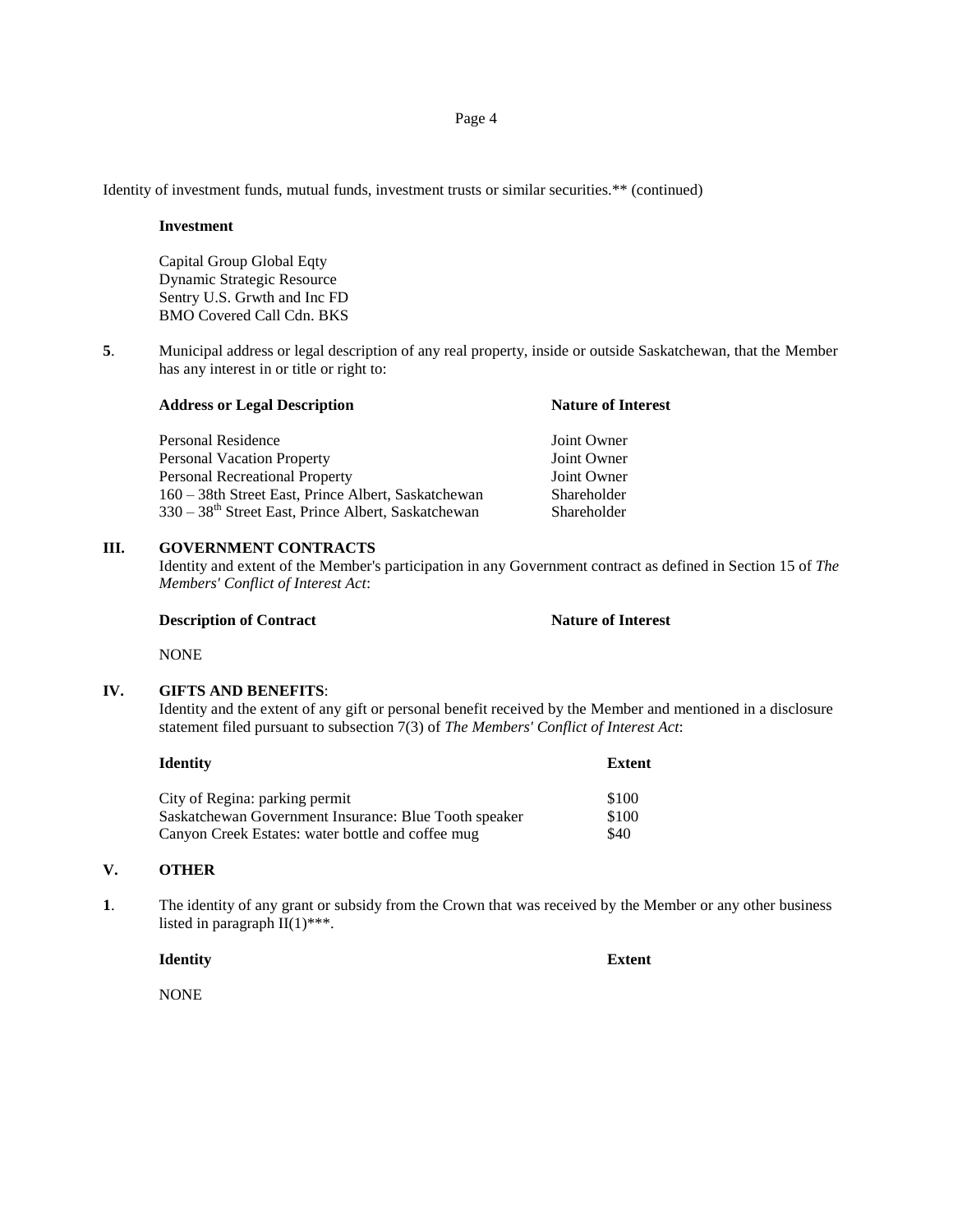Identity of investment funds, mutual funds, investment trusts or similar securities.** (continued)

**Investment**

Capital Group Global Eqty
Dynamic Strategic Resource
Sentry U.S. Grwth and Inc FD
BMO Covered Call Cdn. BKS

**5**. Municipal address or legal description of any real property, inside or outside Saskatchewan, that the Member has any interest in or title or right to:

| **Address or Legal Description** | **Nature of Interest** |
|---|---|
| Personal Residence | Joint Owner |
| Personal Vacation Property | Joint Owner |
| Personal Recreational Property | Joint Owner |
| 160 – 38th Street East, Prince Albert, Saskatchewan | Shareholder |
| 330 – 38th Street East, Prince Albert, Saskatchewan | Shareholder |

## III. GOVERNMENT CONTRACTS

Identity and extent of the Member's participation in any Government contract as defined in Section 15 of *The Members' Conflict of Interest Act*:

| **Description of Contract** | **Nature of Interest** |
|---|---|
| NONE | |

## IV. GIFTS AND BENEFITS:

Identity and the extent of any gift or personal benefit received by the Member and mentioned in a disclosure statement filed pursuant to subsection 7(3) of *The Members' Conflict of Interest Act*:

| **Identity** | **Extent** |
|---|---|
| City of Regina: parking permit | \$100 |
| Saskatchewan Government Insurance: Blue Tooth speaker | \$100 |
| Canyon Creek Estates: water bottle and coffee mug | \$40 |

## V. OTHER

**1**. The identity of any grant or subsidy from the Crown that was received by the Member or any other business listed in paragraph II(1)***.

| **Identity** | **Extent** |
|---|---|
| NONE | |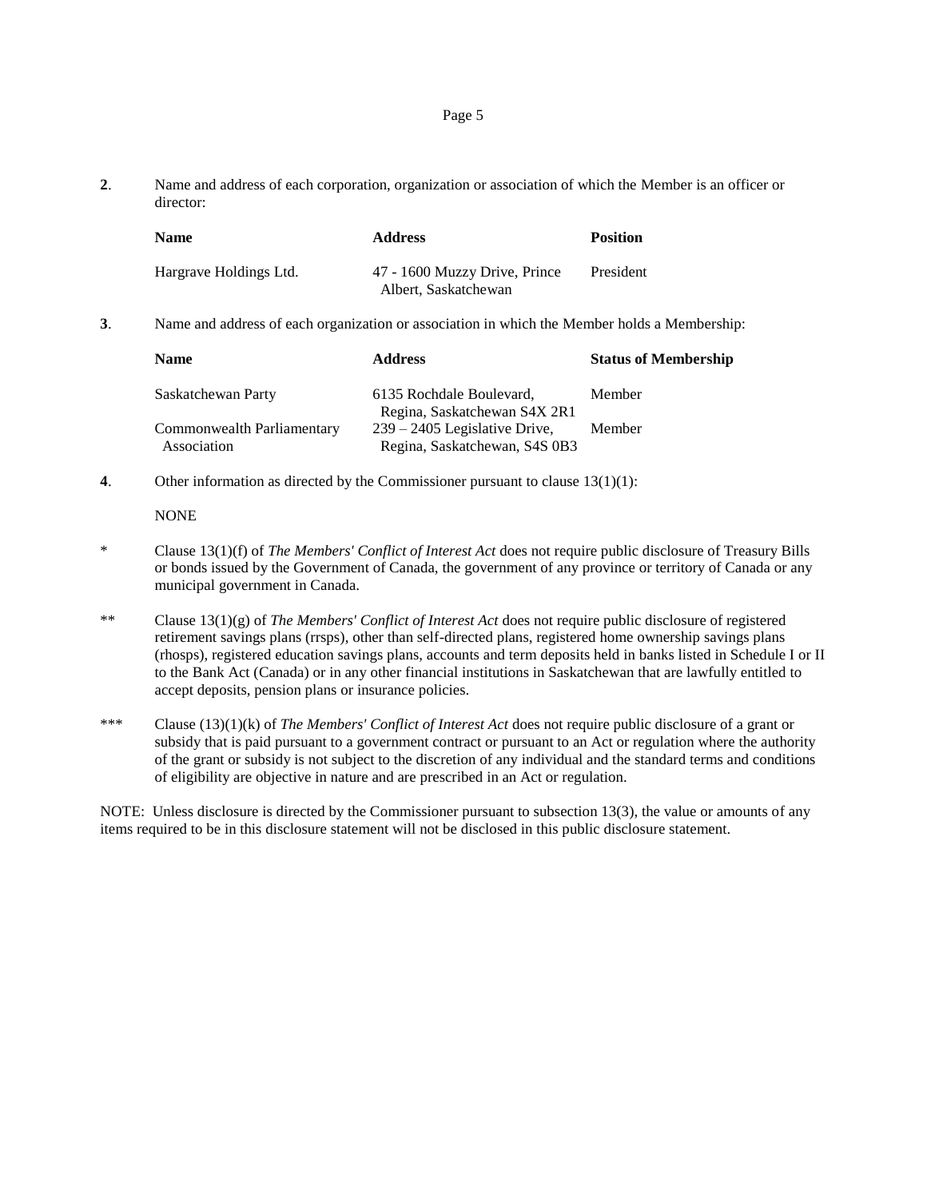**2**. Name and address of each corporation, organization or association of which the Member is an officer or director:

| Name | Address | Position |
| --- | --- | --- |
| Hargrave Holdings Ltd. | 47 - 1600 Muzzy Drive, Prince Albert, Saskatchewan | President |

**3**. Name and address of each organization or association in which the Member holds a Membership:

| Name | Address | Status of Membership |
| --- | --- | --- |
| Saskatchewan Party | 6135 Rochdale Boulevard, Regina, Saskatchewan S4X 2R1 | Member |
| Commonwealth Parliamentary Association | 239 – 2405 Legislative Drive, Regina, Saskatchewan, S4S 0B3 | Member |

**4**. Other information as directed by the Commissioner pursuant to clause 13(1)(l):

NONE

\* Clause 13(1)(f) of *The Members' Conflict of Interest Act* does not require public disclosure of Treasury Bills or bonds issued by the Government of Canada, the government of any province or territory of Canada or any municipal government in Canada.

\** Clause 13(1)(g) of *The Members' Conflict of Interest Act* does not require public disclosure of registered retirement savings plans (rrsps), other than self-directed plans, registered home ownership savings plans (rhosps), registered education savings plans, accounts and term deposits held in banks listed in Schedule I or II to the Bank Act (Canada) or in any other financial institutions in Saskatchewan that are lawfully entitled to accept deposits, pension plans or insurance policies.

\*** Clause (13)(1)(k) of *The Members' Conflict of Interest Act* does not require public disclosure of a grant or subsidy that is paid pursuant to a government contract or pursuant to an Act or regulation where the authority of the grant or subsidy is not subject to the discretion of any individual and the standard terms and conditions of eligibility are objective in nature and are prescribed in an Act or regulation.

NOTE: Unless disclosure is directed by the Commissioner pursuant to subsection 13(3), the value or amounts of any items required to be in this disclosure statement will not be disclosed in this public disclosure statement.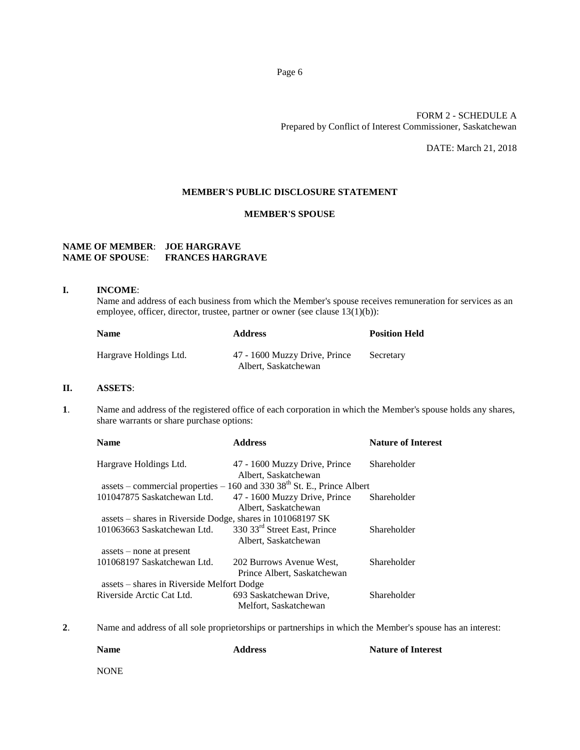FORM 2 - SCHEDULE A
Prepared by Conflict of Interest Commissioner, Saskatchewan

DATE: March 21, 2018

## MEMBER'S PUBLIC DISCLOSURE STATEMENT

## MEMBER'S SPOUSE

**NAME OF MEMBER**: **JOE HARGRAVE**
**NAME OF SPOUSE**: **FRANCES HARGRAVE**

**I. INCOME**:

Name and address of each business from which the Member's spouse receives remuneration for services as an employee, officer, director, trustee, partner or owner (see clause 13(1)(b)):

| Name | Address | Position Held |
|---|---|---|
| Hargrave Holdings Ltd. | 47 - 1600 Muzzy Drive, Prince Albert, Saskatchewan | Secretary |

**II. ASSETS**:

**1**. Name and address of the registered office of each corporation in which the Member's spouse holds any shares, share warrants or share purchase options:

| Name | Address | Nature of Interest |
|---|---|---|
| Hargrave Holdings Ltd. | 47 - 1600 Muzzy Drive, Prince Albert, Saskatchewan | Shareholder |
| assets – commercial properties – 160 and 330 38th St. E., Prince Albert | | |
| 101047875 Saskatchewan Ltd. | 47 - 1600 Muzzy Drive, Prince Albert, Saskatchewan | Shareholder |
| assets – shares in Riverside Dodge, shares in 101068197 SK | | |
| 101063663 Saskatchewan Ltd. | 330 33rd Street East, Prince Albert, Saskatchewan | Shareholder |
| assets – none at present | | |
| 101068197 Saskatchewan Ltd. | 202 Burrows Avenue West, Prince Albert, Saskatchewan | Shareholder |
| assets – shares in Riverside Melfort Dodge | | |
| Riverside Arctic Cat Ltd. | 693 Saskatchewan Drive, Melfort, Saskatchewan | Shareholder |

**2**. Name and address of all sole proprietorships or partnerships in which the Member's spouse has an interest:

| Name | Address | Nature of Interest |
|---|---|---|
| NONE | | |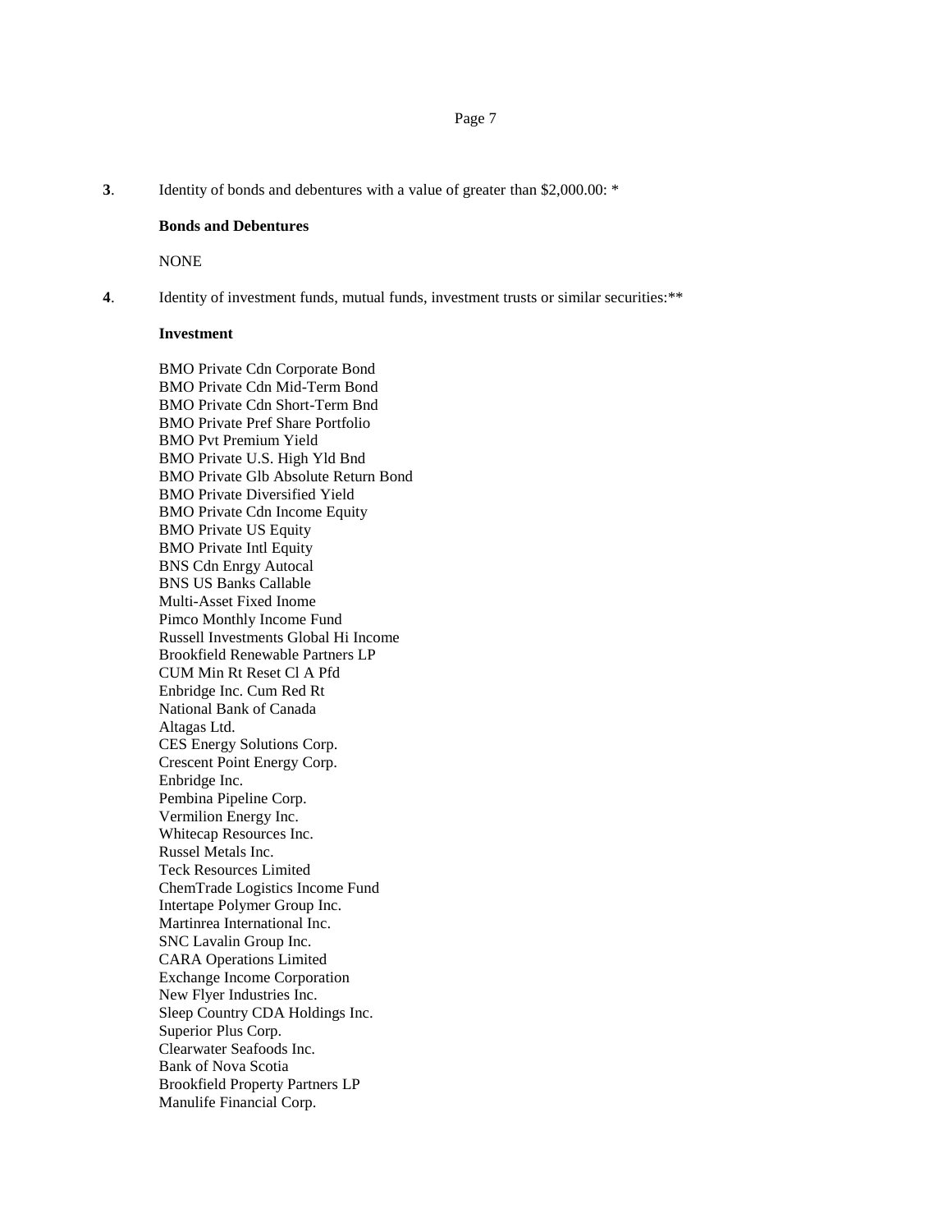**3**. Identity of bonds and debentures with a value of greater than $2,000.00: *

**Bonds and Debentures**

NONE

**4**. Identity of investment funds, mutual funds, investment trusts or similar securities:**

**Investment**

BMO Private Cdn Corporate Bond
BMO Private Cdn Mid-Term Bond
BMO Private Cdn Short-Term Bnd
BMO Private Pref Share Portfolio
BMO Pvt Premium Yield
BMO Private U.S. High Yld Bnd
BMO Private Glb Absolute Return Bond
BMO Private Diversified Yield
BMO Private Cdn Income Equity
BMO Private US Equity
BMO Private Intl Equity
BNS Cdn Enrgy Autocal
BNS US Banks Callable
Multi-Asset Fixed Inome
Pimco Monthly Income Fund
Russell Investments Global Hi Income
Brookfield Renewable Partners LP
CUM Min Rt Reset Cl A Pfd
Enbridge Inc. Cum Red Rt
National Bank of Canada
Altagas Ltd.
CES Energy Solutions Corp.
Crescent Point Energy Corp.
Enbridge Inc.
Pembina Pipeline Corp.
Vermilion Energy Inc.
Whitecap Resources Inc.
Russel Metals Inc.
Teck Resources Limited
ChemTrade Logistics Income Fund
Intertape Polymer Group Inc.
Martinrea International Inc.
SNC Lavalin Group Inc.
CARA Operations Limited
Exchange Income Corporation
New Flyer Industries Inc.
Sleep Country CDA Holdings Inc.
Superior Plus Corp.
Clearwater Seafoods Inc.
Bank of Nova Scotia
Brookfield Property Partners LP
Manulife Financial Corp.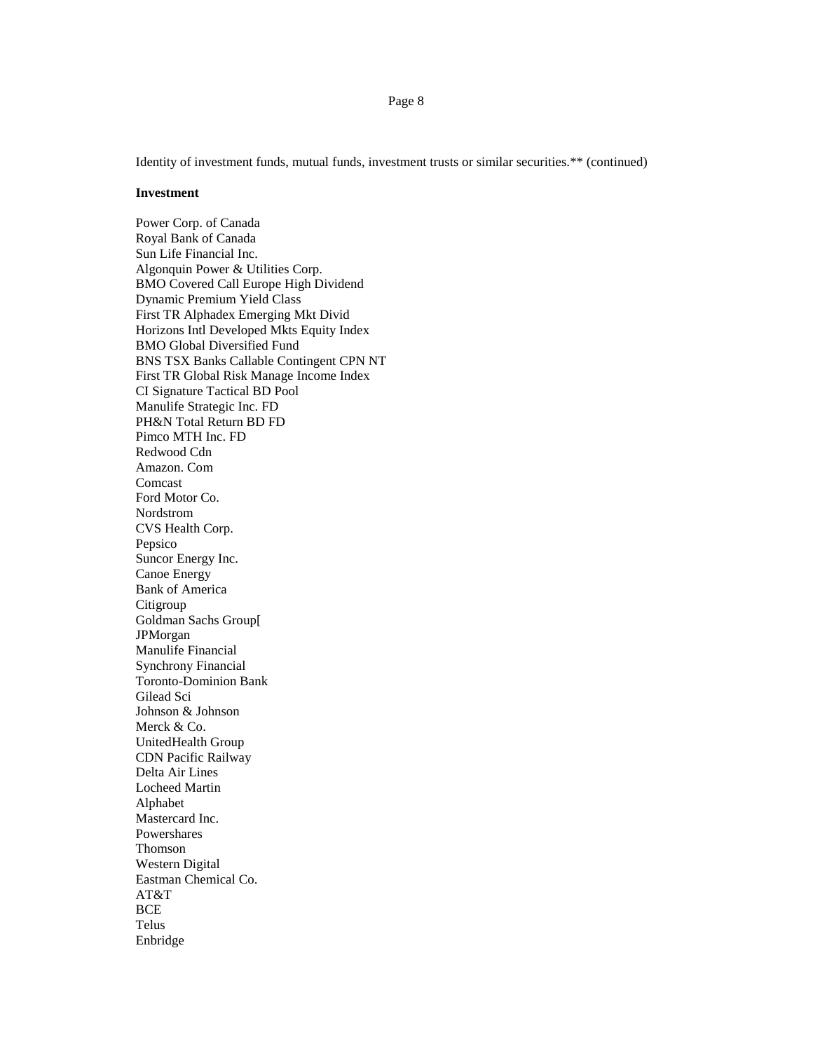Identity of investment funds, mutual funds, investment trusts or similar securities.** (continued)

**Investment**

Power Corp. of Canada
Royal Bank of Canada
Sun Life Financial Inc.
Algonquin Power & Utilities Corp.
BMO Covered Call Europe High Dividend
Dynamic Premium Yield Class
First TR Alphadex Emerging Mkt Divid
Horizons Intl Developed Mkts Equity Index
BMO Global Diversified Fund
BNS TSX Banks Callable Contingent CPN NT
First TR Global Risk Manage Income Index
CI Signature Tactical BD Pool
Manulife Strategic Inc. FD
PH&N Total Return BD FD
Pimco MTH Inc. FD
Redwood Cdn
Amazon. Com
Comcast
Ford Motor Co.
Nordstrom
CVS Health Corp.
Pepsico
Suncor Energy Inc.
Canoe Energy
Bank of America
Citigroup
Goldman Sachs Group[
JPMorgan
Manulife Financial
Synchrony Financial
Toronto-Dominion Bank
Gilead Sci
Johnson & Johnson
Merck & Co.
UnitedHealth Group
CDN Pacific Railway
Delta Air Lines
Locheed Martin
Alphabet
Mastercard Inc.
Powershares
Thomson
Western Digital
Eastman Chemical Co.
AT&T
BCE
Telus
Enbridge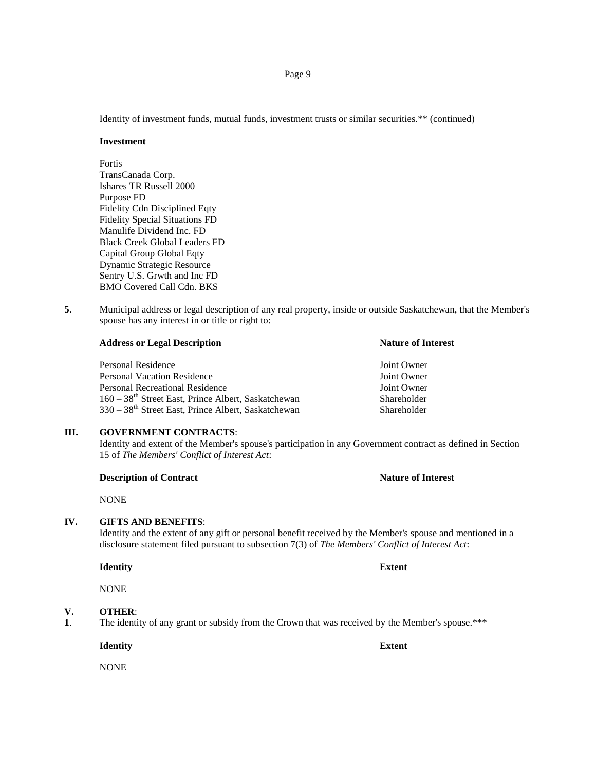Identity of investment funds, mutual funds, investment trusts or similar securities.** (continued)

**Investment**

Fortis
TransCanada Corp.
Ishares TR Russell 2000
Purpose FD
Fidelity Cdn Disciplined Eqty
Fidelity Special Situations FD
Manulife Dividend Inc. FD
Black Creek Global Leaders FD
Capital Group Global Eqty
Dynamic Strategic Resource
Sentry U.S. Grwth and Inc FD
BMO Covered Call Cdn. BKS

**5**. Municipal address or legal description of any real property, inside or outside Saskatchewan, that the Member's spouse has any interest in or title or right to:

| **Address or Legal Description** | **Nature of Interest** |
|---|---|
| Personal Residence | Joint Owner |
| Personal Vacation Residence | Joint Owner |
| Personal Recreational Residence | Joint Owner |
| 160 – 38th Street East, Prince Albert, Saskatchewan | Shareholder |
| 330 – 38th Street East, Prince Albert, Saskatchewan | Shareholder |

**III. GOVERNMENT CONTRACTS**:
Identity and extent of the Member's spouse's participation in any Government contract as defined in Section 15 of *The Members' Conflict of Interest Act*:

| **Description of Contract** | **Nature of Interest** |
|---|---|
| NONE | |

**IV. GIFTS AND BENEFITS**:
Identity and the extent of any gift or personal benefit received by the Member's spouse and mentioned in a disclosure statement filed pursuant to subsection 7(3) of *The Members' Conflict of Interest Act*:

| **Identity** | **Extent** |
|---|---|
| NONE | |

**V. OTHER**:
**1**. The identity of any grant or subsidy from the Crown that was received by the Member's spouse.***

| **Identity** | **Extent** |
|---|---|
| NONE | |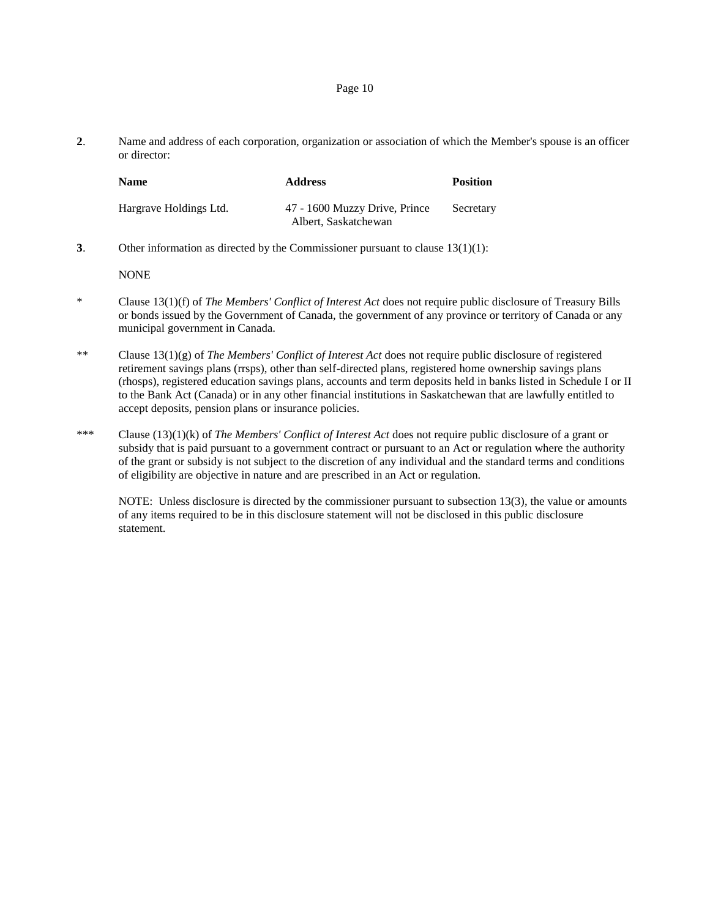**2**. Name and address of each corporation, organization or association of which the Member's spouse is an officer or director:

| **Name** | **Address** | **Position** |
|---|---|---|
| Hargrave Holdings Ltd. | 47 - 1600 Muzzy Drive, Prince Albert, Saskatchewan | Secretary |

**3**. Other information as directed by the Commissioner pursuant to clause 13(1)(l):

NONE

\* Clause 13(1)(f) of *The Members' Conflict of Interest Act* does not require public disclosure of Treasury Bills or bonds issued by the Government of Canada, the government of any province or territory of Canada or any municipal government in Canada.

\*\* Clause 13(1)(g) of *The Members' Conflict of Interest Act* does not require public disclosure of registered retirement savings plans (rrsps), other than self-directed plans, registered home ownership savings plans (rhosps), registered education savings plans, accounts and term deposits held in banks listed in Schedule I or II to the Bank Act (Canada) or in any other financial institutions in Saskatchewan that are lawfully entitled to accept deposits, pension plans or insurance policies.

\*\*\* Clause (13)(1)(k) of *The Members' Conflict of Interest Act* does not require public disclosure of a grant or subsidy that is paid pursuant to a government contract or pursuant to an Act or regulation where the authority of the grant or subsidy is not subject to the discretion of any individual and the standard terms and conditions of eligibility are objective in nature and are prescribed in an Act or regulation.

NOTE: Unless disclosure is directed by the commissioner pursuant to subsection 13(3), the value or amounts of any items required to be in this disclosure statement will not be disclosed in this public disclosure statement.